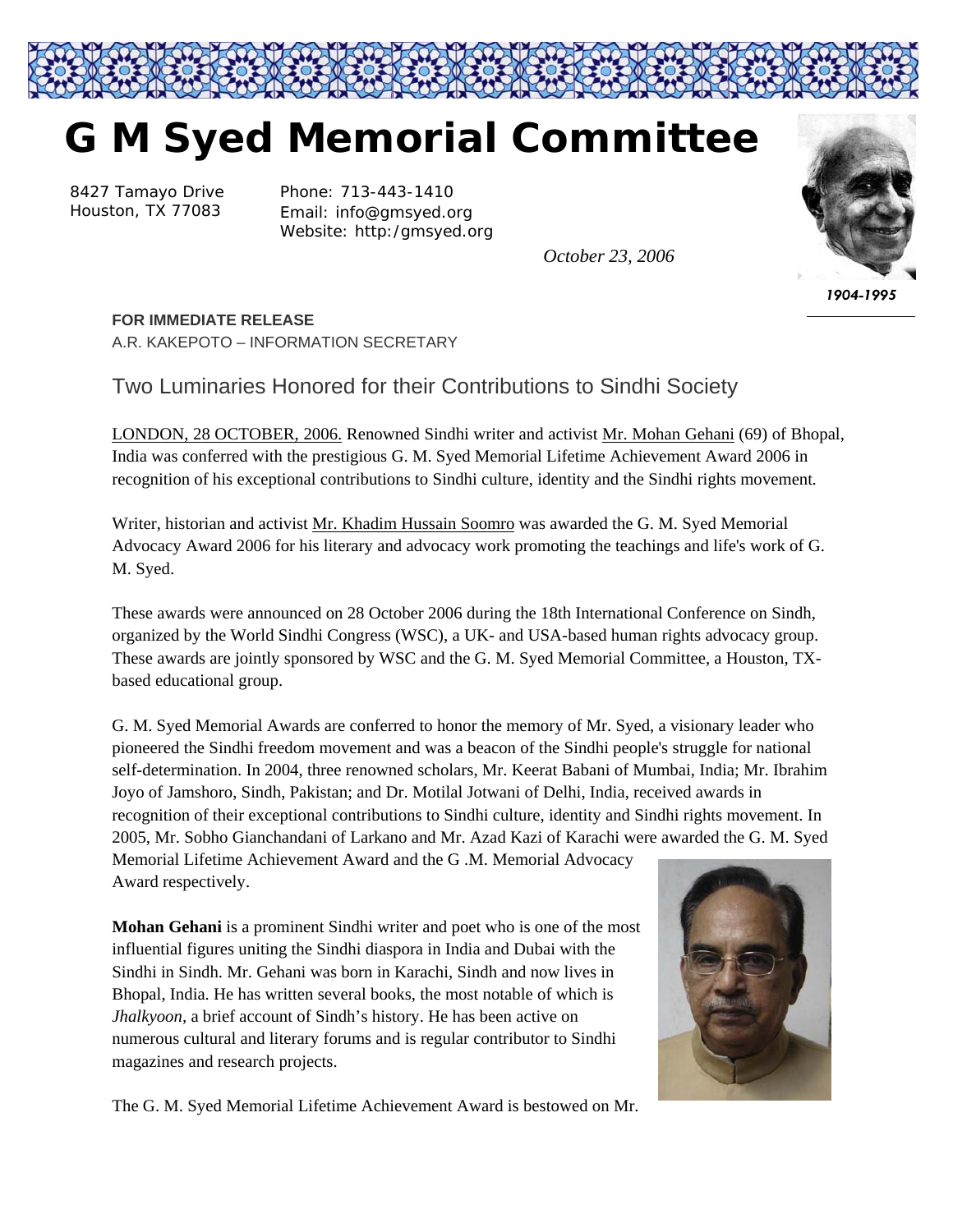# G M Syed Memorial Committee

8427 Tamayo Drive
Houston, TX 77083

Phone: 713-443-1410
Email: info@gmsyed.org
Website: http:/gmsyed.org

*October 23, 2006*

*1904-1995*

**FOR IMMEDIATE RELEASE**
A.R. KAKEPOTO – INFORMATION SECRETARY

## Two Luminaries Honored for their Contributions to Sindhi Society

LONDON, 28 OCTOBER, 2006. Renowned Sindhi writer and activist Mr. Mohan Gehani (69) of Bhopal, India was conferred with the prestigious G. M. Syed Memorial Lifetime Achievement Award 2006 in recognition of his exceptional contributions to Sindhi culture, identity and the Sindhi rights movement.

Writer, historian and activist Mr. Khadim Hussain Soomro was awarded the G. M. Syed Memorial Advocacy Award 2006 for his literary and advocacy work promoting the teachings and life's work of G. M. Syed.

These awards were announced on 28 October 2006 during the 18th International Conference on Sindh, organized by the World Sindhi Congress (WSC), a UK- and USA-based human rights advocacy group. These awards are jointly sponsored by WSC and the G. M. Syed Memorial Committee, a Houston, TX-based educational group.

G. M. Syed Memorial Awards are conferred to honor the memory of Mr. Syed, a visionary leader who pioneered the Sindhi freedom movement and was a beacon of the Sindhi people's struggle for national self-determination. In 2004, three renowned scholars, Mr. Keerat Babani of Mumbai, India; Mr. Ibrahim Joyo of Jamshoro, Sindh, Pakistan; and Dr. Motilal Jotwani of Delhi, India, received awards in recognition of their exceptional contributions to Sindhi culture, identity and Sindhi rights movement. In 2005, Mr. Sobho Gianchandani of Larkano and Mr. Azad Kazi of Karachi were awarded the G. M. Syed Memorial Lifetime Achievement Award and the G .M. Memorial Advocacy Award respectively.

**Mohan Gehani** is a prominent Sindhi writer and poet who is one of the most influential figures uniting the Sindhi diaspora in India and Dubai with the Sindhi in Sindh. Mr. Gehani was born in Karachi, Sindh and now lives in Bhopal, India. He has written several books, the most notable of which is *Jhalkyoon*, a brief account of Sindh's history. He has been active on numerous cultural and literary forums and is regular contributor to Sindhi magazines and research projects.

The G. M. Syed Memorial Lifetime Achievement Award is bestowed on Mr.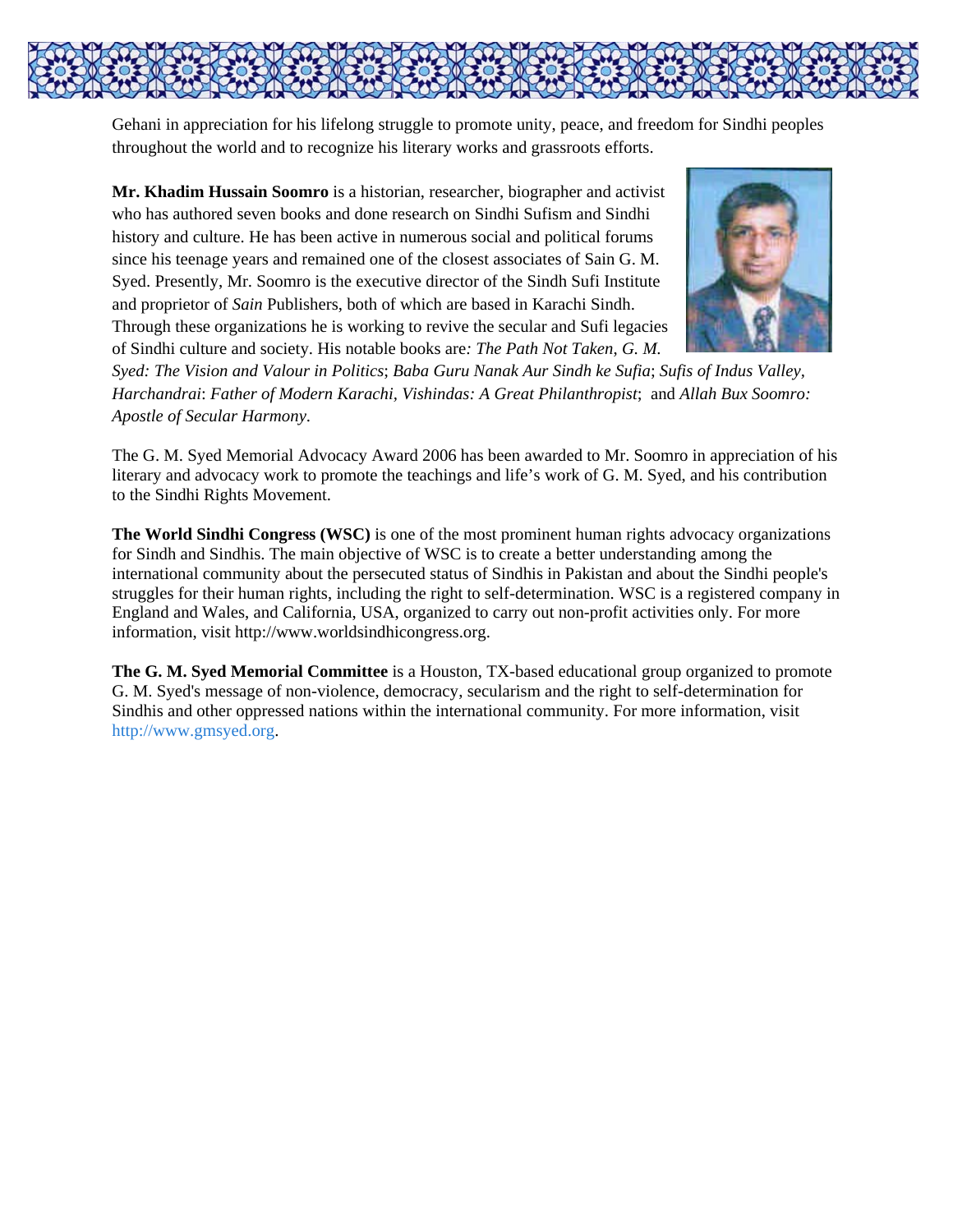Gehani in appreciation for his lifelong struggle to promote unity, peace, and freedom for Sindhi peoples throughout the world and to recognize his literary works and grassroots efforts.

**Mr. Khadim Hussain Soomro** is a historian, researcher, biographer and activist who has authored seven books and done research on Sindhi Sufism and Sindhi history and culture. He has been active in numerous social and political forums since his teenage years and remained one of the closest associates of Sain G. M. Syed. Presently, Mr. Soomro is the executive director of the Sindh Sufi Institute and proprietor of *Sain* Publishers, both of which are based in Karachi Sindh. Through these organizations he is working to revive the secular and Sufi legacies of Sindhi culture and society. His notable books are*: The Path Not Taken, G. M. Syed: The Vision and Valour in Politics*; *Baba Guru Nanak Aur Sindh ke Sufia*; *Sufis of Indus Valley, Harchandrai*: *Father of Modern Karachi, Vishindas: A Great Philanthropist*; and *Allah Bux Soomro: Apostle of Secular Harmony*.

The G. M. Syed Memorial Advocacy Award 2006 has been awarded to Mr. Soomro in appreciation of his literary and advocacy work to promote the teachings and life's work of G. M. Syed, and his contribution to the Sindhi Rights Movement.

**The World Sindhi Congress (WSC)** is one of the most prominent human rights advocacy organizations for Sindh and Sindhis. The main objective of WSC is to create a better understanding among the international community about the persecuted status of Sindhis in Pakistan and about the Sindhi people's struggles for their human rights, including the right to self-determination. WSC is a registered company in England and Wales, and California, USA, organized to carry out non-profit activities only. For more information, visit http://www.worldsindhicongress.org.

**The G. M. Syed Memorial Committee** is a Houston, TX-based educational group organized to promote G. M. Syed's message of non-violence, democracy, secularism and the right to self-determination for Sindhis and other oppressed nations within the international community. For more information, visit http://www.gmsyed.org.